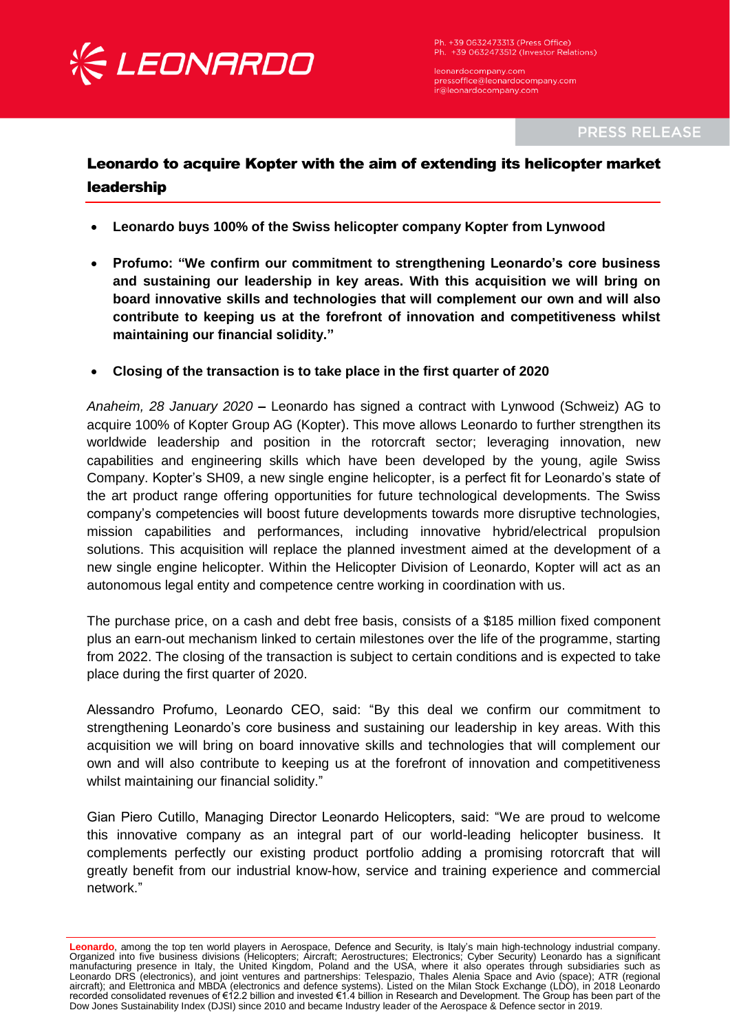LEONARDO

Ph. +39 0632473313 (Press Office)
Ph. +39 0632473512 (Investor Relations)

leonardocompany.com
pressoffice@leonardocompany.com
ir@leonardocompany.com

PRESS RELEASE

# Leonardo to acquire Kopter with the aim of extending its helicopter market leadership

- **Leonardo buys 100% of the Swiss helicopter company Kopter from Lynwood**
- **Profumo: "We confirm our commitment to strengthening Leonardo's core business and sustaining our leadership in key areas. With this acquisition we will bring on board innovative skills and technologies that will complement our own and will also contribute to keeping us at the forefront of innovation and competitiveness whilst maintaining our financial solidity."**
- **Closing of the transaction is to take place in the first quarter of 2020**

*Anaheim, 28 January 2020* **–** Leonardo has signed a contract with Lynwood (Schweiz) AG to acquire 100% of Kopter Group AG (Kopter). This move allows Leonardo to further strengthen its worldwide leadership and position in the rotorcraft sector; leveraging innovation, new capabilities and engineering skills which have been developed by the young, agile Swiss Company. Kopter's SH09, a new single engine helicopter, is a perfect fit for Leonardo's state of the art product range offering opportunities for future technological developments. The Swiss company's competencies will boost future developments towards more disruptive technologies, mission capabilities and performances, including innovative hybrid/electrical propulsion solutions. This acquisition will replace the planned investment aimed at the development of a new single engine helicopter. Within the Helicopter Division of Leonardo, Kopter will act as an autonomous legal entity and competence centre working in coordination with us.

The purchase price, on a cash and debt free basis, consists of a $185 million fixed component plus an earn-out mechanism linked to certain milestones over the life of the programme, starting from 2022. The closing of the transaction is subject to certain conditions and is expected to take place during the first quarter of 2020.

Alessandro Profumo, Leonardo CEO, said: "By this deal we confirm our commitment to strengthening Leonardo's core business and sustaining our leadership in key areas. With this acquisition we will bring on board innovative skills and technologies that will complement our own and will also contribute to keeping us at the forefront of innovation and competitiveness whilst maintaining our financial solidity."

Gian Piero Cutillo, Managing Director Leonardo Helicopters, said: "We are proud to welcome this innovative company as an integral part of our world-leading helicopter business. It complements perfectly our existing product portfolio adding a promising rotorcraft that will greatly benefit from our industrial know-how, service and training experience and commercial network."

**Leonardo**, among the top ten world players in Aerospace, Defence and Security, is Italy's main high-technology industrial company. Organized into five business divisions (Helicopters; Aircraft; Aerostructures; Electronics; Cyber Security) Leonardo has a significant manufacturing presence in Italy, the United Kingdom, Poland and the USA, where it also operates through subsidiaries such as Leonardo DRS (electronics), and joint ventures and partnerships: Telespazio, Thales Alenia Space and Avio (space); ATR (regional aircraft); and Elettronica and MBDA (electronics and defence systems). Listed on the Milan Stock Exchange (LDO), in 2018 Leonardo recorded consolidated revenues of €12.2 billion and invested €1.4 billion in Research and Development. The Group has been part of the Dow Jones Sustainability Index (DJSI) since 2010 and became Industry leader of the Aerospace & Defence sector in 2019.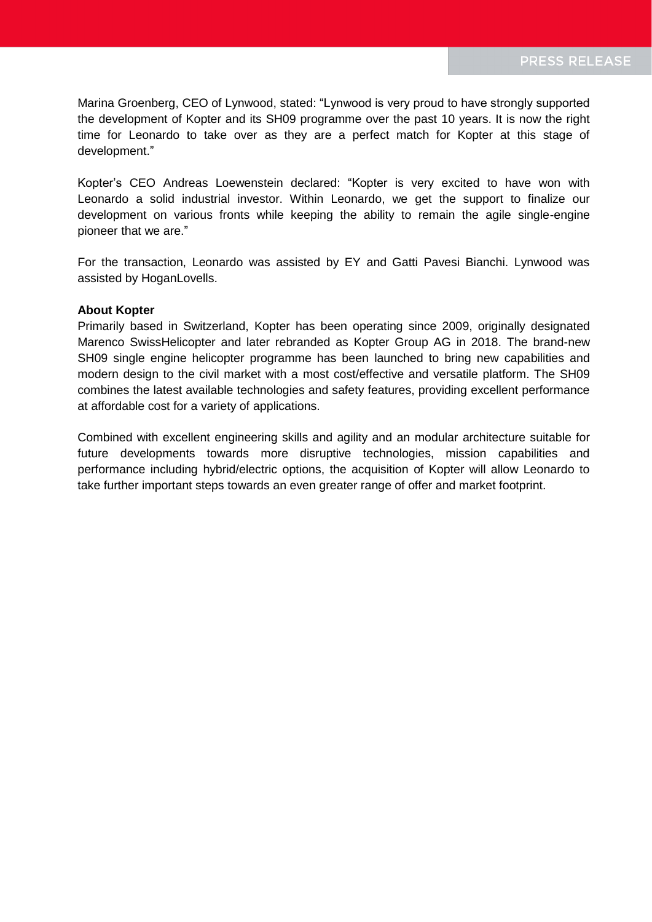Marina Groenberg, CEO of Lynwood, stated: "Lynwood is very proud to have strongly supported the development of Kopter and its SH09 programme over the past 10 years. It is now the right time for Leonardo to take over as they are a perfect match for Kopter at this stage of development."

Kopter's CEO Andreas Loewenstein declared: "Kopter is very excited to have won with Leonardo a solid industrial investor. Within Leonardo, we get the support to finalize our development on various fronts while keeping the ability to remain the agile single-engine pioneer that we are."

For the transaction, Leonardo was assisted by EY and Gatti Pavesi Bianchi. Lynwood was assisted by HoganLovells.

**About Kopter**

Primarily based in Switzerland, Kopter has been operating since 2009, originally designated Marenco SwissHelicopter and later rebranded as Kopter Group AG in 2018. The brand-new SH09 single engine helicopter programme has been launched to bring new capabilities and modern design to the civil market with a most cost/effective and versatile platform. The SH09 combines the latest available technologies and safety features, providing excellent performance at affordable cost for a variety of applications.

Combined with excellent engineering skills and agility and an modular architecture suitable for future developments towards more disruptive technologies, mission capabilities and performance including hybrid/electric options, the acquisition of Kopter will allow Leonardo to take further important steps towards an even greater range of offer and market footprint.